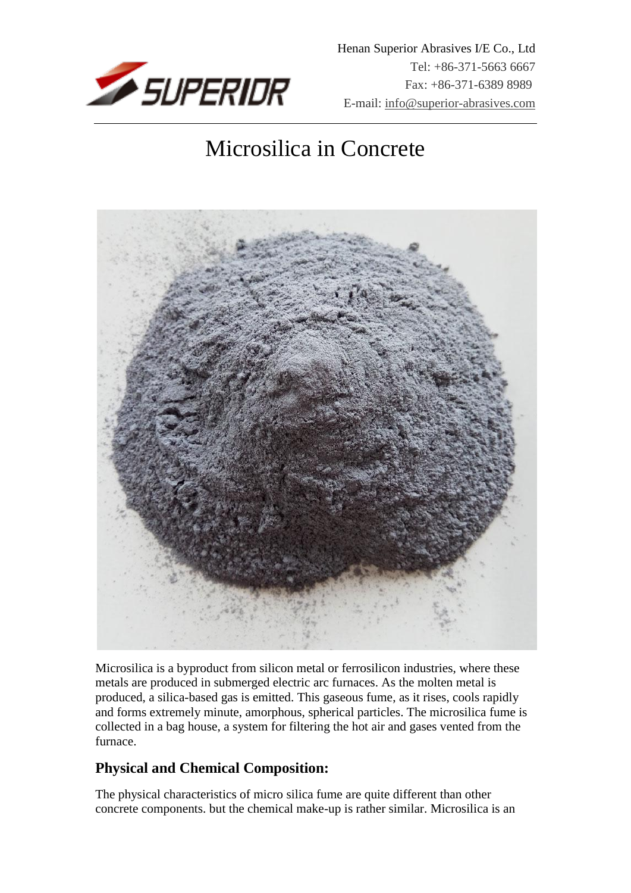Henan Superior Abrasives I/E Co., Ltd
Tel: +86-371-5663 6667
Fax: +86-371-6389 8989
E-mail: info@superior-abrasives.com

# Microsilica in Concrete

Microsilica is a byproduct from silicon metal or ferrosilicon industries, where these metals are produced in submerged electric arc furnaces. As the molten metal is produced, a silica-based gas is emitted. This gaseous fume, as it rises, cools rapidly and forms extremely minute, amorphous, spherical particles. The microsilica fume is collected in a bag house, a system for filtering the hot air and gases vented from the furnace.

## Physical and Chemical Composition:

The physical characteristics of micro silica fume are quite different than other concrete components. but the chemical make-up is rather similar. Microsilica is an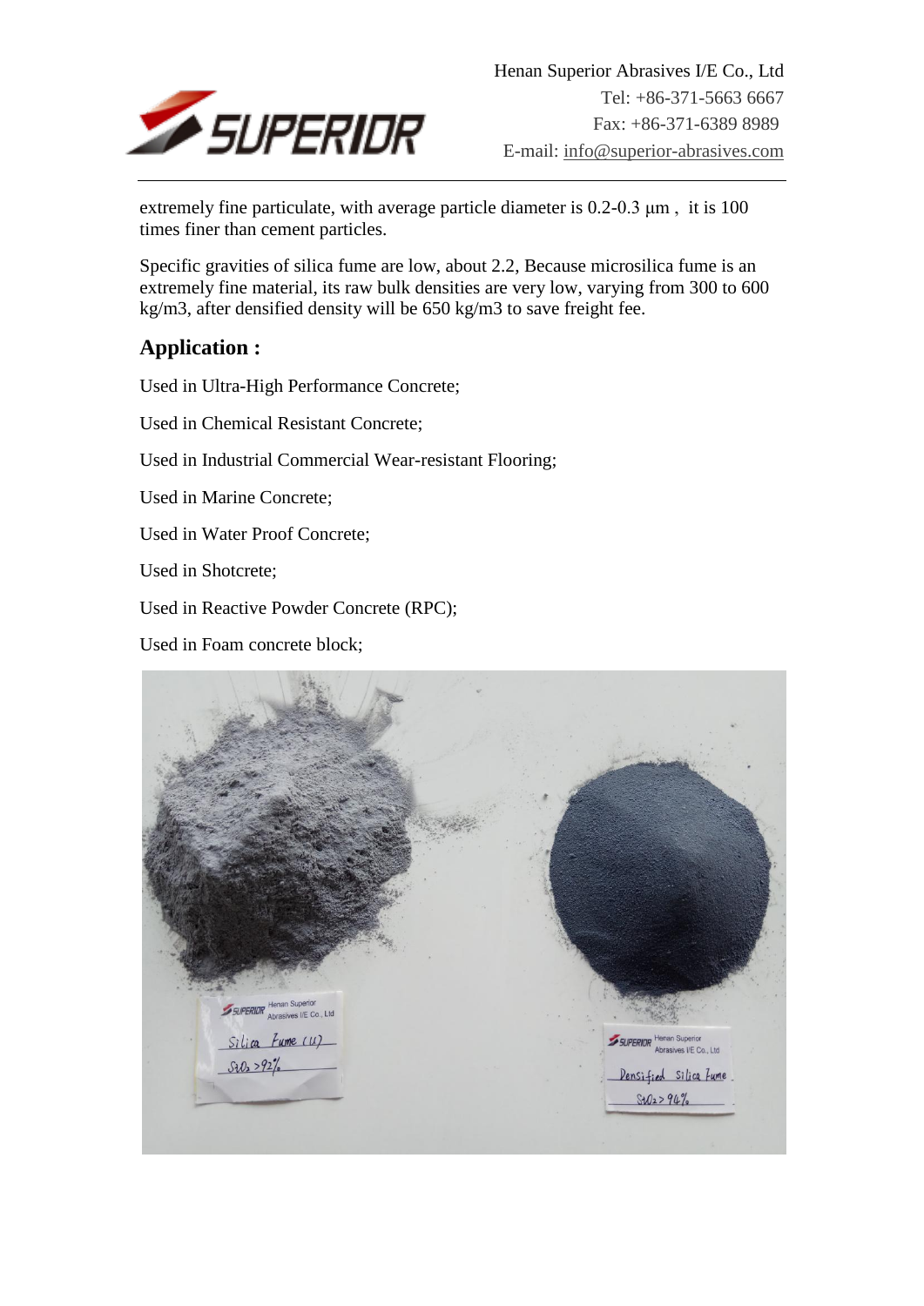extremely fine particulate, with average particle diameter is 0.2-0.3 μm , it is 100 times finer than cement particles.

Specific gravities of silica fume are low, about 2.2, Because microsilica fume is an extremely fine material, its raw bulk densities are very low, varying from 300 to 600 kg/m3, after densified density will be 650 kg/m3 to save freight fee.

## Application :

Used in Ultra-High Performance Concrete;

Used in Chemical Resistant Concrete;

Used in Industrial Commercial Wear-resistant Flooring;

Used in Marine Concrete;

Used in Water Proof Concrete;

Used in Shotcrete;

Used in Reactive Powder Concrete (RPC);

Used in Foam concrete block;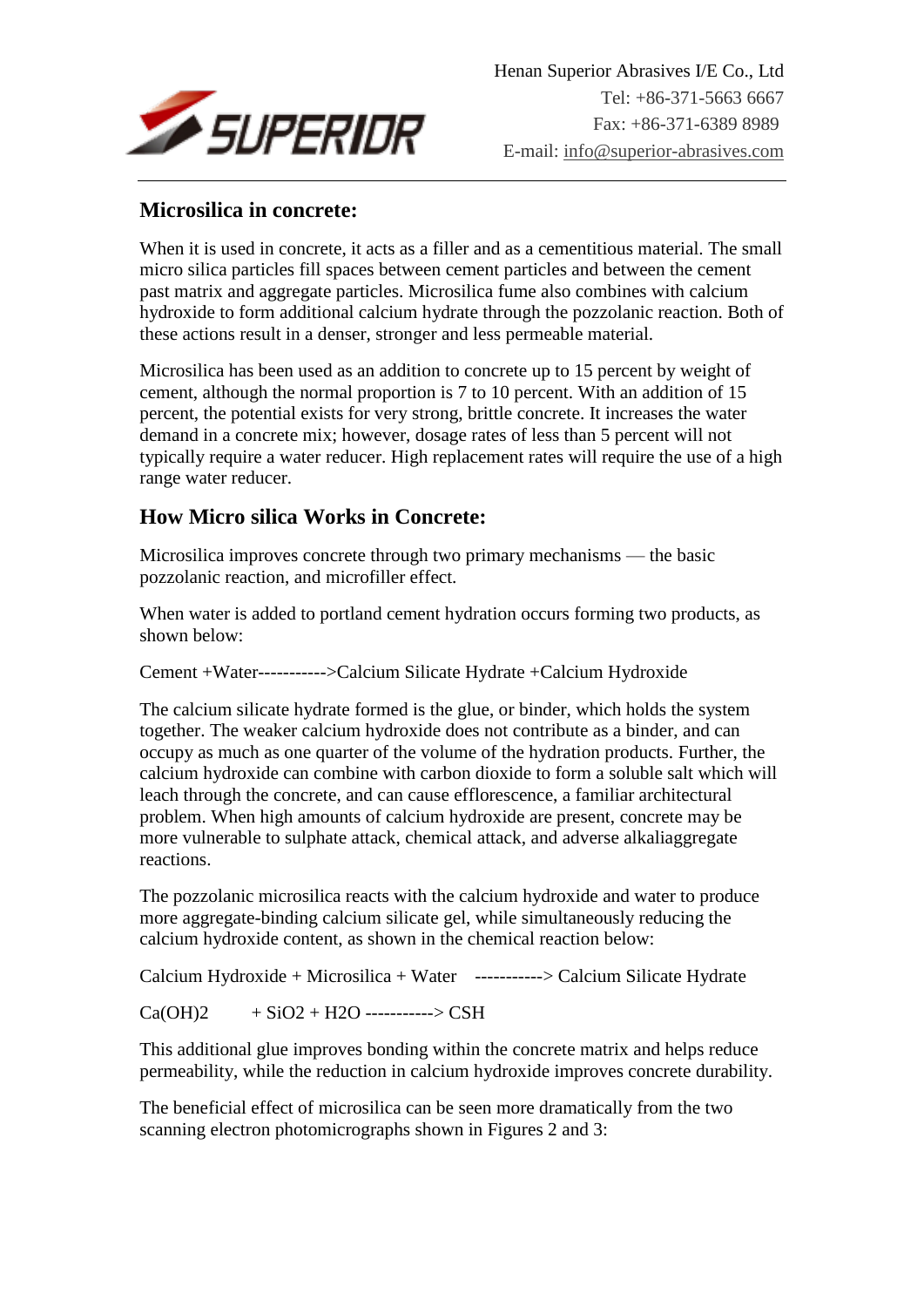## Microsilica in concrete:

When it is used in concrete, it acts as a filler and as a cementitious material. The small micro silica particles fill spaces between cement particles and between the cement past matrix and aggregate particles. Microsilica fume also combines with calcium hydroxide to form additional calcium hydrate through the pozzolanic reaction. Both of these actions result in a denser, stronger and less permeable material.

Microsilica has been used as an addition to concrete up to 15 percent by weight of cement, although the normal proportion is 7 to 10 percent. With an addition of 15 percent, the potential exists for very strong, brittle concrete. It increases the water demand in a concrete mix; however, dosage rates of less than 5 percent will not typically require a water reducer. High replacement rates will require the use of a high range water reducer.

## How Micro silica Works in Concrete:

Microsilica improves concrete through two primary mechanisms — the basic pozzolanic reaction, and microfiller effect.

When water is added to portland cement hydration occurs forming two products, as shown below:

Cement +Water----------->Calcium Silicate Hydrate +Calcium Hydroxide

The calcium silicate hydrate formed is the glue, or binder, which holds the system together. The weaker calcium hydroxide does not contribute as a binder, and can occupy as much as one quarter of the volume of the hydration products. Further, the calcium hydroxide can combine with carbon dioxide to form a soluble salt which will leach through the concrete, and can cause efflorescence, a familiar architectural problem. When high amounts of calcium hydroxide are present, concrete may be more vulnerable to sulphate attack, chemical attack, and adverse alkaliaggregate reactions.

The pozzolanic microsilica reacts with the calcium hydroxide and water to produce more aggregate-binding calcium silicate gel, while simultaneously reducing the calcium hydroxide content, as shown in the chemical reaction below:

Calcium Hydroxide + Microsilica + Water -----------> Calcium Silicate Hydrate

$Ca(OH)_2$ + $SiO_2$ + $H_2O$ -----------> CSH

This additional glue improves bonding within the concrete matrix and helps reduce permeability, while the reduction in calcium hydroxide improves concrete durability.

The beneficial effect of microsilica can be seen more dramatically from the two scanning electron photomicrographs shown in Figures 2 and 3: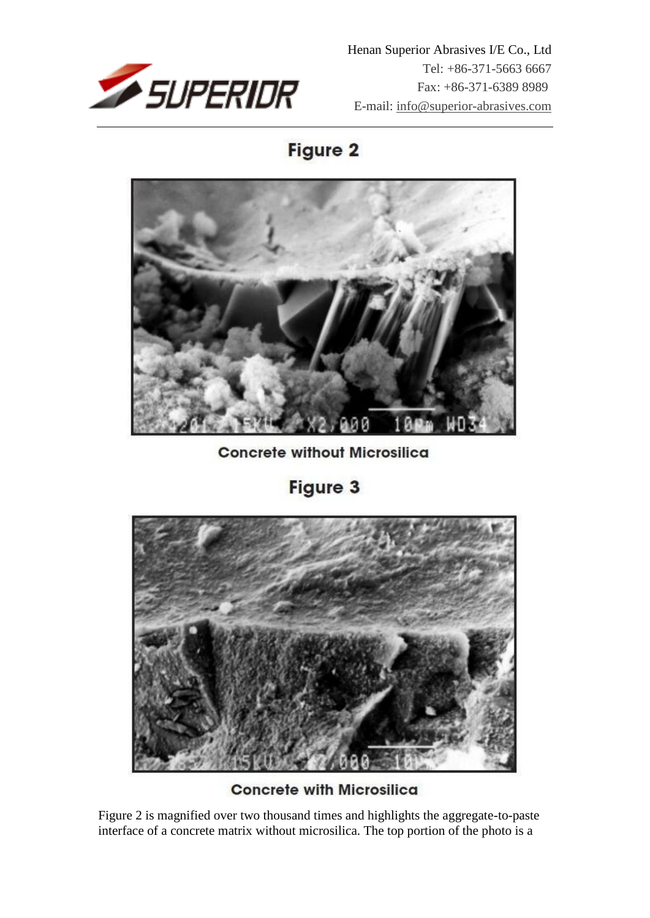## Figure 2

Concrete without Microsilica

## Figure 3

Concrete with Microsilica

Figure 2 is magnified over two thousand times and highlights the aggregate-to-paste interface of a concrete matrix without microsilica. The top portion of the photo is a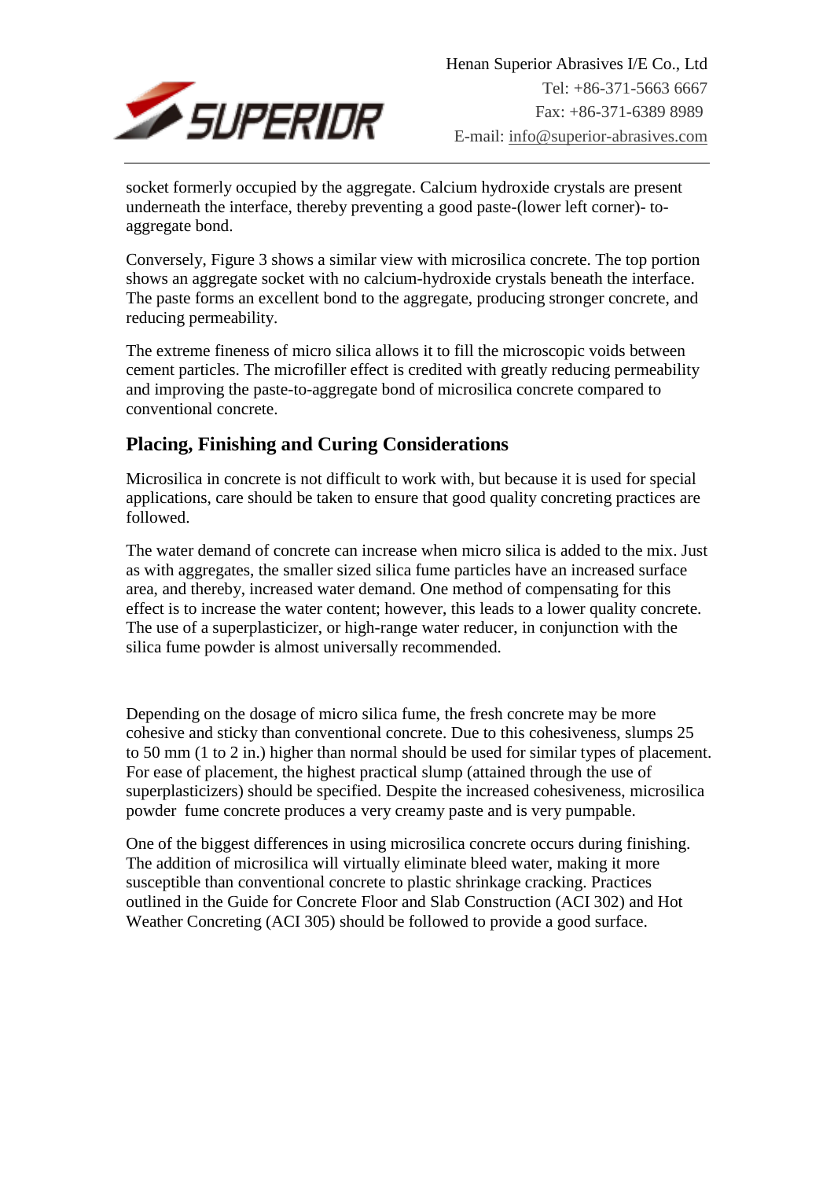socket formerly occupied by the aggregate. Calcium hydroxide crystals are present underneath the interface, thereby preventing a good paste-(lower left corner)- to-aggregate bond.

Conversely, Figure 3 shows a similar view with microsilica concrete. The top portion shows an aggregate socket with no calcium-hydroxide crystals beneath the interface. The paste forms an excellent bond to the aggregate, producing stronger concrete, and reducing permeability.

The extreme fineness of micro silica allows it to fill the microscopic voids between cement particles. The microfiller effect is credited with greatly reducing permeability and improving the paste-to-aggregate bond of microsilica concrete compared to conventional concrete.

## Placing, Finishing and Curing Considerations

Microsilica in concrete is not difficult to work with, but because it is used for special applications, care should be taken to ensure that good quality concreting practices are followed.

The water demand of concrete can increase when micro silica is added to the mix. Just as with aggregates, the smaller sized silica fume particles have an increased surface area, and thereby, increased water demand. One method of compensating for this effect is to increase the water content; however, this leads to a lower quality concrete. The use of a superplasticizer, or high-range water reducer, in conjunction with the silica fume powder is almost universally recommended.

Depending on the dosage of micro silica fume, the fresh concrete may be more cohesive and sticky than conventional concrete. Due to this cohesiveness, slumps 25 to 50 mm (1 to 2 in.) higher than normal should be used for similar types of placement. For ease of placement, the highest practical slump (attained through the use of superplasticizers) should be specified. Despite the increased cohesiveness, microsilica powder fume concrete produces a very creamy paste and is very pumpable.

One of the biggest differences in using microsilica concrete occurs during finishing. The addition of microsilica will virtually eliminate bleed water, making it more susceptible than conventional concrete to plastic shrinkage cracking. Practices outlined in the Guide for Concrete Floor and Slab Construction (ACI 302) and Hot Weather Concreting (ACI 305) should be followed to provide a good surface.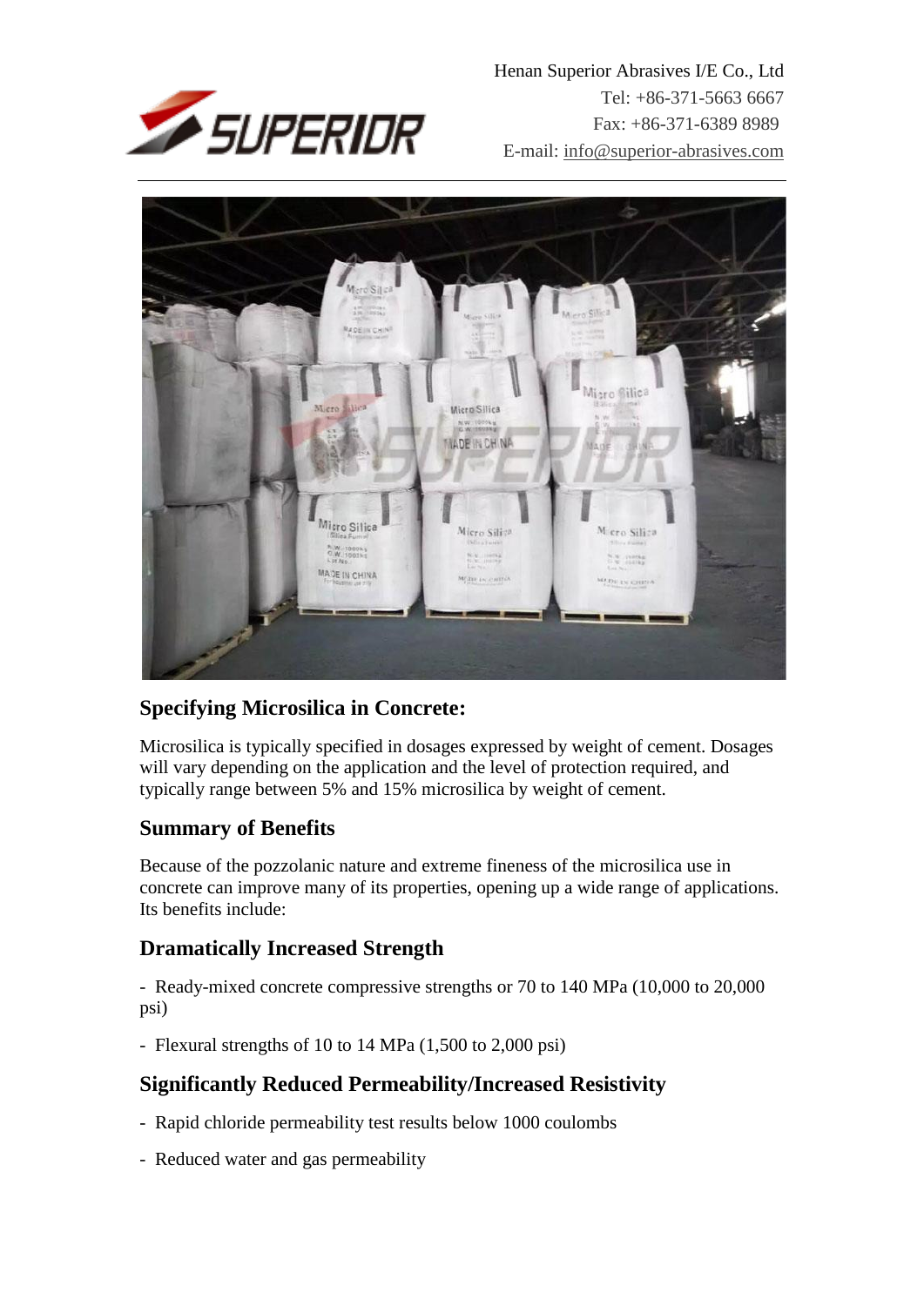## Specifying Microsilica in Concrete:

Microsilica is typically specified in dosages expressed by weight of cement. Dosages will vary depending on the application and the level of protection required, and typically range between 5% and 15% microsilica by weight of cement.

## Summary of Benefits

Because of the pozzolanic nature and extreme fineness of the microsilica use in concrete can improve many of its properties, opening up a wide range of applications. Its benefits include:

## Dramatically Increased Strength

- Ready-mixed concrete compressive strengths or 70 to 140 MPa (10,000 to 20,000 psi)

- Flexural strengths of 10 to 14 MPa (1,500 to 2,000 psi)

## Significantly Reduced Permeability/Increased Resistivity

- Rapid chloride permeability test results below 1000 coulombs

- Reduced water and gas permeability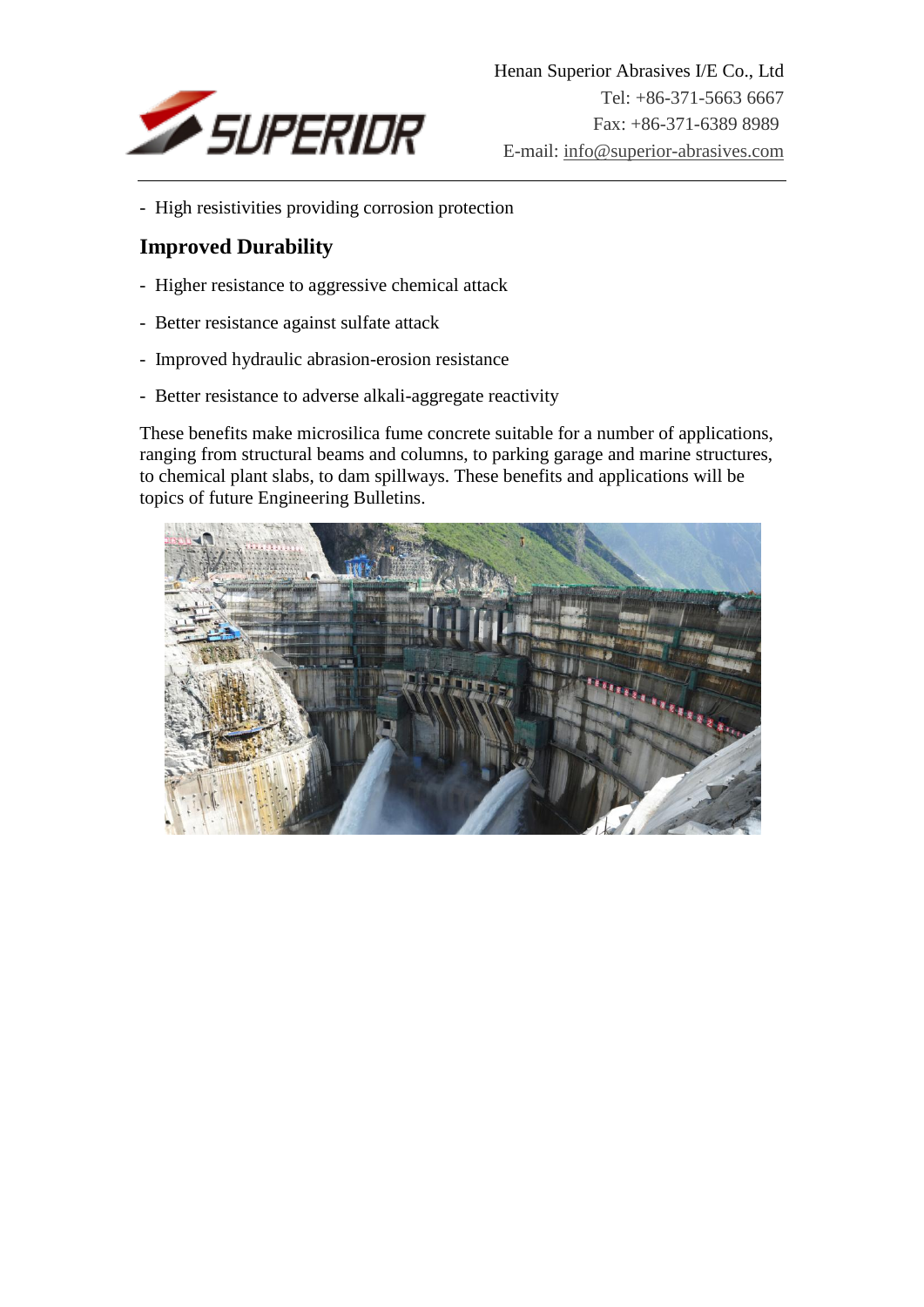- High resistivities providing corrosion protection

## Improved Durability

- Higher resistance to aggressive chemical attack
- Better resistance against sulfate attack
- Improved hydraulic abrasion-erosion resistance
- Better resistance to adverse alkali-aggregate reactivity

These benefits make microsilica fume concrete suitable for a number of applications, ranging from structural beams and columns, to parking garage and marine structures, to chemical plant slabs, to dam spillways. These benefits and applications will be topics of future Engineering Bulletins.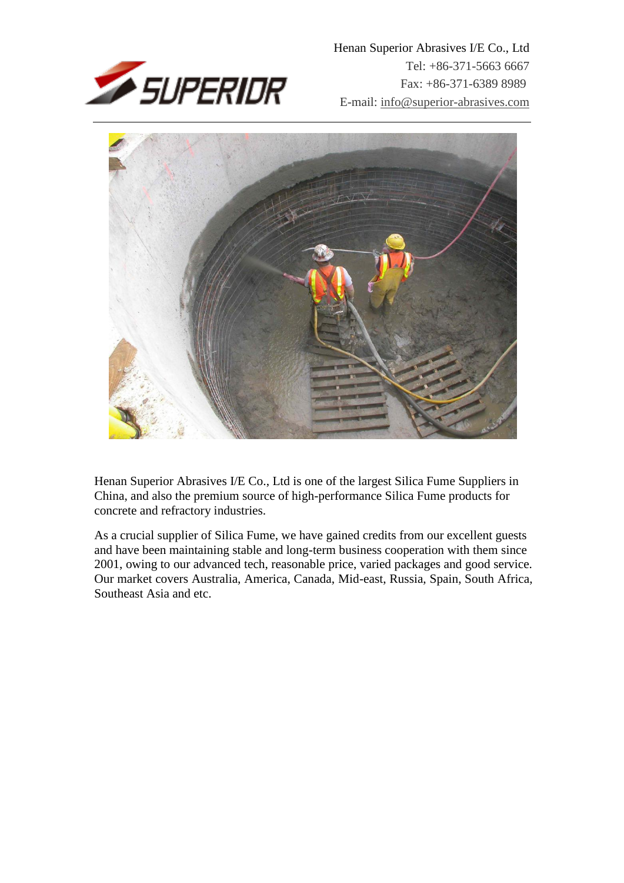Henan Superior Abrasives I/E Co., Ltd
Tel: +86-371-5663 6667
Fax: +86-371-6389 8989
E-mail: info@superior-abrasives.com

Henan Superior Abrasives I/E Co., Ltd is one of the largest Silica Fume Suppliers in China, and also the premium source of high-performance Silica Fume products for concrete and refractory industries.

As a crucial supplier of Silica Fume, we have gained credits from our excellent guests and have been maintaining stable and long-term business cooperation with them since 2001, owing to our advanced tech, reasonable price, varied packages and good service. Our market covers Australia, America, Canada, Mid-east, Russia, Spain, South Africa, Southeast Asia and etc.